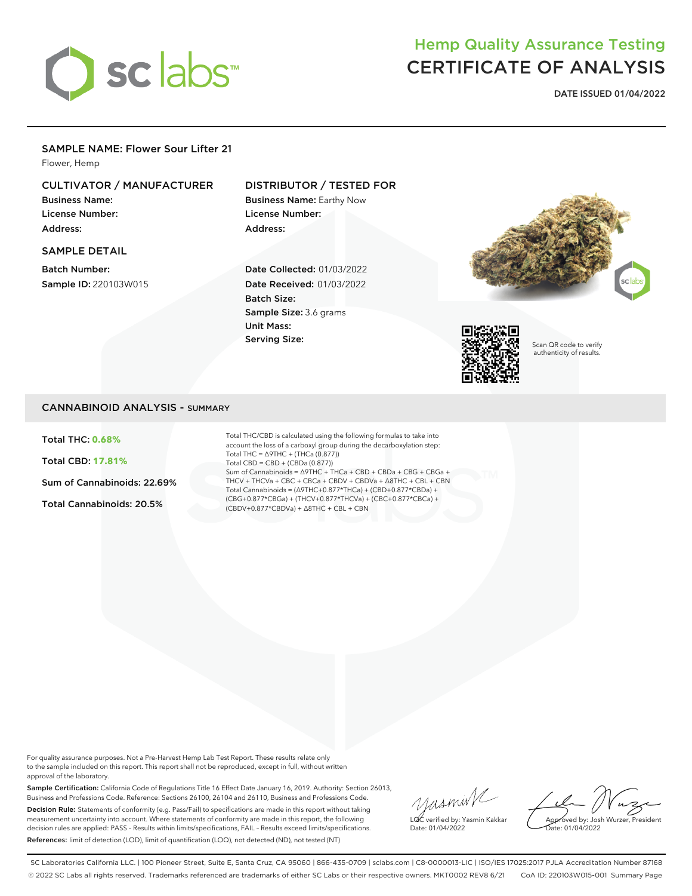sc labs™

# Hemp Quality Assurance Testing
# CERTIFICATE OF ANALYSIS

**DATE ISSUED 01/04/2022**

## SAMPLE NAME: Flower Sour Lifter 21

Flower, Hemp

### CULTIVATOR / MANUFACTURER

**Business Name:**
**License Number:**
**Address:**

### DISTRIBUTOR / TESTED FOR

**Business Name:** Earthy Now
**License Number:**
**Address:**

### SAMPLE DETAIL

**Batch Number:**
**Sample ID:** 220103W015

**Date Collected:** 01/03/2022
**Date Received:** 01/03/2022
**Batch Size:**
**Sample Size:** 3.6 grams
**Unit Mass:**
**Serving Size:**

Scan QR code to verify authenticity of results.

## CANNABINOID ANALYSIS - SUMMARY

**Total THC: 0.68%**

**Total CBD: 17.81%**

**Sum of Cannabinoids: 22.69%**

**Total Cannabinoids: 20.5%**

Total THC/CBD is calculated using the following formulas to take into account the loss of a carboxyl group during the decarboxylation step:
Total THC = Δ9THC + (THCa (0.877))
Total CBD = CBD + (CBDa (0.877))
Sum of Cannabinoids = Δ9THC + THCa + CBD + CBDa + CBG + CBGa + THCV + THCVa + CBC + CBCa + CBDV + CBDVa + Δ8THC + CBL + CBN
Total Cannabinoids = (Δ9THC+0.877*THCa) + (CBD+0.877*CBDa) + (CBG+0.877*CBGa) + (THCV+0.877*THCVa) + (CBC+0.877*CBCa) + (CBDV+0.877*CBDVa) + Δ8THC + CBL + CBN

For quality assurance purposes. Not a Pre-Harvest Hemp Lab Test Report. These results relate only to the sample included on this report. This report shall not be reproduced, except in full, without written approval of the laboratory.

**Sample Certification:** California Code of Regulations Title 16 Effect Date January 16, 2019. Authority: Section 26013, Business and Professions Code. Reference: Sections 26100, 26104 and 26110, Business and Professions Code.

**Decision Rule:** Statements of conformity (e.g. Pass/Fail) to specifications are made in this report without taking measurement uncertainty into account. Where statements of conformity are made in this report, the following decision rules are applied: PASS – Results within limits/specifications, FAIL – Results exceed limits/specifications.

**References:** limit of detection (LOD), limit of quantification (LOQ), not detected (ND), not tested (NT)

LQC verified by: Yasmin Kakkar
Date: 01/04/2022

Approved by: Josh Wurzer, President
Date: 01/04/2022

SC Laboratories California LLC. | 100 Pioneer Street, Suite E, Santa Cruz, CA 95060 | 866-435-0709 | sclabs.com | C8-0000013-LIC | ISO/IES 17025:2017 PJLA Accreditation Number 87168
© 2022 SC Labs all rights reserved. Trademarks referenced are trademarks of either SC Labs or their respective owners. MKT0002 REV8 6/21 CoA ID: 220103W015-001 Summary Page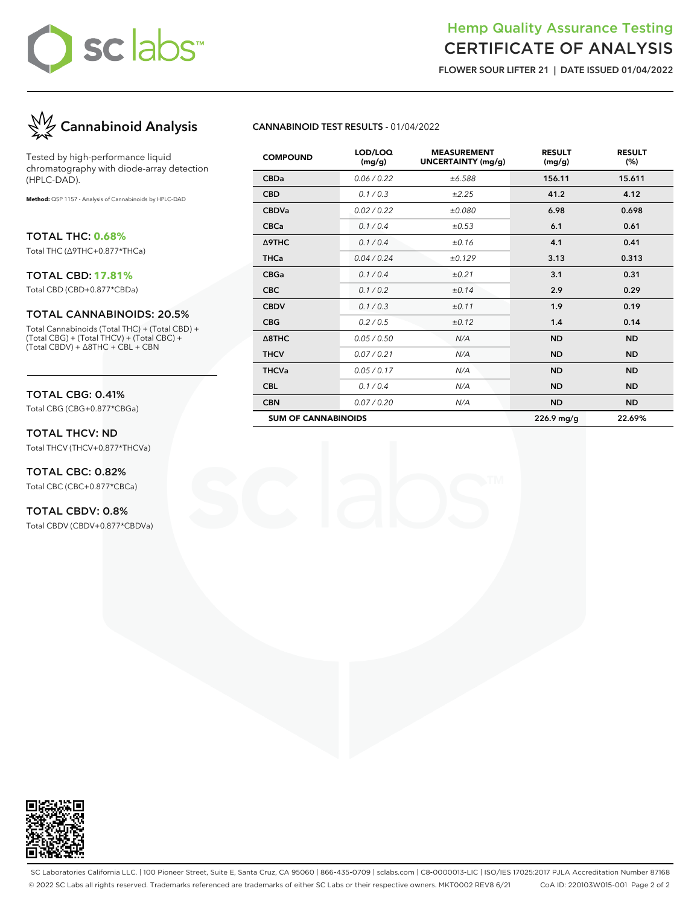# Hemp Quality Assurance Testing
# CERTIFICATE OF ANALYSIS

**FLOWER SOUR LIFTER 21 | DATE ISSUED 01/04/2022**

## Cannabinoid Analysis

Tested by high-performance liquid chromatography with diode-array detection (HPLC-DAD).

**Method:** QSP 1157 - Analysis of Cannabinoids by HPLC-DAD

### TOTAL THC: 0.68%

Total THC (Δ9THC+0.877*THCa)

### TOTAL CBD: 17.81%

Total CBD (CBD+0.877*CBDa)

### TOTAL CANNABINOIDS: 20.5%

Total Cannabinoids (Total THC) + (Total CBD) + (Total CBG) + (Total THCV) + (Total CBC) + (Total CBDV) + Δ8THC + CBL + CBN

### TOTAL CBG: 0.41%

Total CBG (CBG+0.877*CBGa)

### TOTAL THCV: ND

Total THCV (THCV+0.877*THCVa)

### TOTAL CBC: 0.82%

Total CBC (CBC+0.877*CBCa)

### TOTAL CBDV: 0.8%

Total CBDV (CBDV+0.877*CBDVa)

**CANNABINOID TEST RESULTS** - 01/04/2022

| COMPOUND | LOD/LOQ (mg/g) | MEASUREMENT UNCERTAINTY (mg/g) | RESULT (mg/g) | RESULT (%) |
|---|---|---|---|---|
| CBDa | 0.06 / 0.22 | ±6.588 | 156.11 | 15.611 |
| CBD | 0.1 / 0.3 | ±2.25 | 41.2 | 4.12 |
| CBDVa | 0.02 / 0.22 | ±0.080 | 6.98 | 0.698 |
| CBCa | 0.1 / 0.4 | ±0.53 | 6.1 | 0.61 |
| Δ9THC | 0.1 / 0.4 | ±0.16 | 4.1 | 0.41 |
| THCa | 0.04 / 0.24 | ±0.129 | 3.13 | 0.313 |
| CBGa | 0.1 / 0.4 | ±0.21 | 3.1 | 0.31 |
| CBC | 0.1 / 0.2 | ±0.14 | 2.9 | 0.29 |
| CBDV | 0.1 / 0.3 | ±0.11 | 1.9 | 0.19 |
| CBG | 0.2 / 0.5 | ±0.12 | 1.4 | 0.14 |
| Δ8THC | 0.05 / 0.50 | N/A | ND | ND |
| THCV | 0.07 / 0.21 | N/A | ND | ND |
| THCVa | 0.05 / 0.17 | N/A | ND | ND |
| CBL | 0.1 / 0.4 | N/A | ND | ND |
| CBN | 0.07 / 0.20 | N/A | ND | ND |
| **SUM OF CANNABINOIDS** | | | 226.9 mg/g | 22.69% |

SC Laboratories California LLC. | 100 Pioneer Street, Suite E, Santa Cruz, CA 95060 | 866-435-0709 | sclabs.com | C8-0000013-LIC | ISO/IES 17025:2017 PJLA Accreditation Number 87168
© 2022 SC Labs all rights reserved. Trademarks referenced are trademarks of either SC Labs or their respective owners. MKT0002 REV8 6/21 CoA ID: 220103W015-001